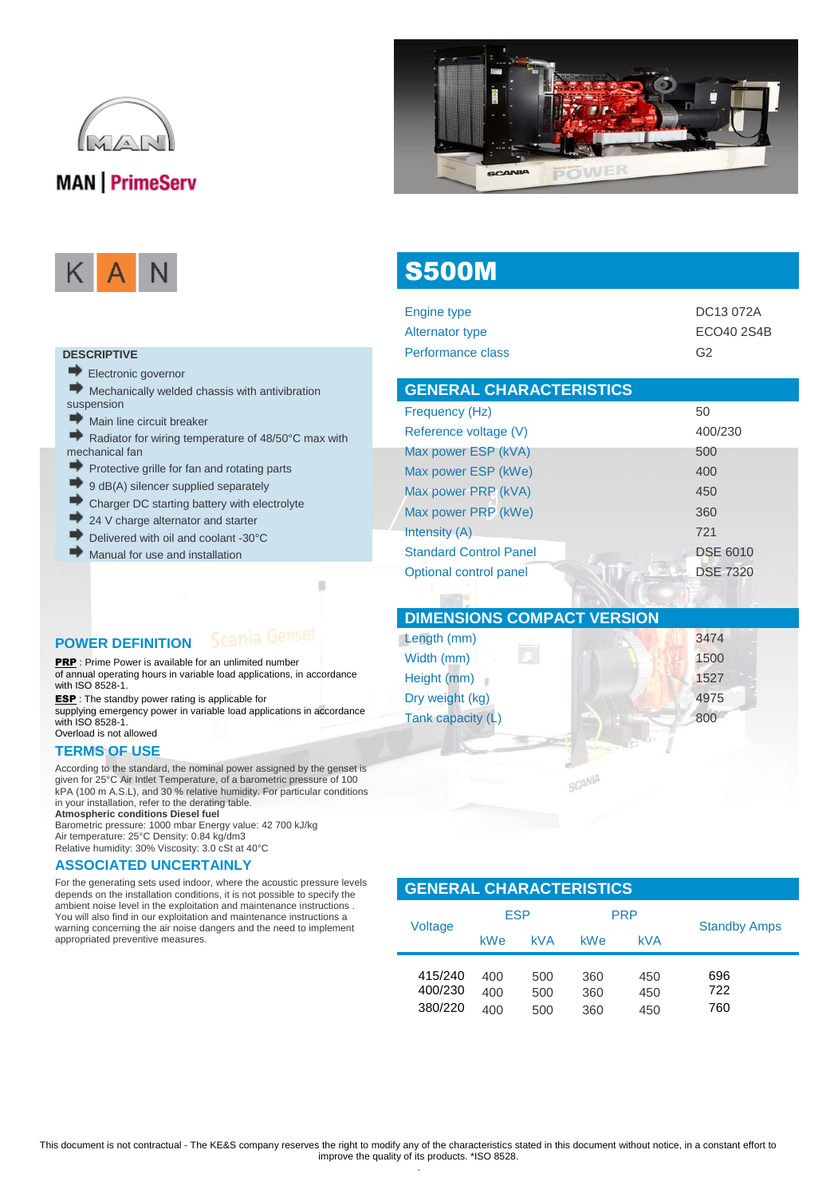MAN | PrimeServ

K A N

# S500M

| | |
|---|---|
| Engine type | DC13 072A |
| Alternator type | ECO40 2S4B |
| Performance class | G2 |

## GENERAL CHARACTERISTICS

| | |
|---|---|
| Frequency (Hz) | 50 |
| Reference voltage (V) | 400/230 |
| Max power ESP (kVA) | 500 |
| Max power ESP (kWe) | 400 |
| Max power PRP (kVA) | 450 |
| Max power PRP (kWe) | 360 |
| Intensity (A) | 721 |
| Standard Control Panel | DSE 6010 |
| Optional control panel | DSE 7320 |

## DESCRIPTIVE

- Electronic governor
- Mechanically welded chassis with antivibration suspension
- Main line circuit breaker
- Radiator for wiring temperature of 48/50°C max with mechanical fan
- Protective grille for fan and rotating parts
- 9 dB(A) silencer supplied separately
- Charger DC starting battery with electrolyte
- 24 V charge alternator and starter
- Delivered with oil and coolant -30°C
- Manual for use and installation

## DIMENSIONS COMPACT VERSION

| | |
|---|---|
| Length (mm) | 3474 |
| Width (mm) | 1500 |
| Height (mm) | 1527 |
| Dry weight (kg) | 4975 |
| Tank capacity (L) | 800 |

## POWER DEFINITION

**PRP** : Prime Power is available for an unlimited number of annual operating hours in variable load applications, in accordance with ISO 8528-1.
**ESP** : The standby power rating is applicable for supplying emergency power in variable load applications in accordance with ISO 8528-1.
Overload is not allowed

## TERMS OF USE

According to the standard, the nominal power assigned by the genset is given for 25°C Air Intlet Temperature, of a barometric pressure of 100 kPA (100 m A.S.L), and 30 % relative humidity. For particular conditions in your installation, refer to the derating table.
**Atmospheric conditions Diesel fuel**
Barometric pressure: 1000 mbar Energy value: 42 700 kJ/kg
Air temperature: 25°C Density: 0.84 kg/dm3
Relative humidity: 30% Viscosity: 3.0 cSt at 40°C

## ASSOCIATED UNCERTAINLY

For the generating sets used indoor, where the acoustic pressure levels depends on the installation conditions, it is not possible to specify the ambient noise level in the exploitation and maintenance instructions . You will also find in our exploitation and maintenance instructions a warning concerning the air noise dangers and the need to implement appropriated preventive measures.

## GENERAL CHARACTERISTICS

| Voltage | ESP | | PRP | | Standby Amps |
|---|---|---|---|---|---|
| | kWe | kVA | kWe | kVA | |
| 415/240 | 400 | 500 | 360 | 450 | 696 |
| 400/230 | 400 | 500 | 360 | 450 | 722 |
| 380/220 | 400 | 500 | 360 | 450 | 760 |

This document is not contractual - The KE&S company reserves the right to modify any of the characteristics stated in this document without notice, in a constant effort to improve the quality of its products. *ISO 8528.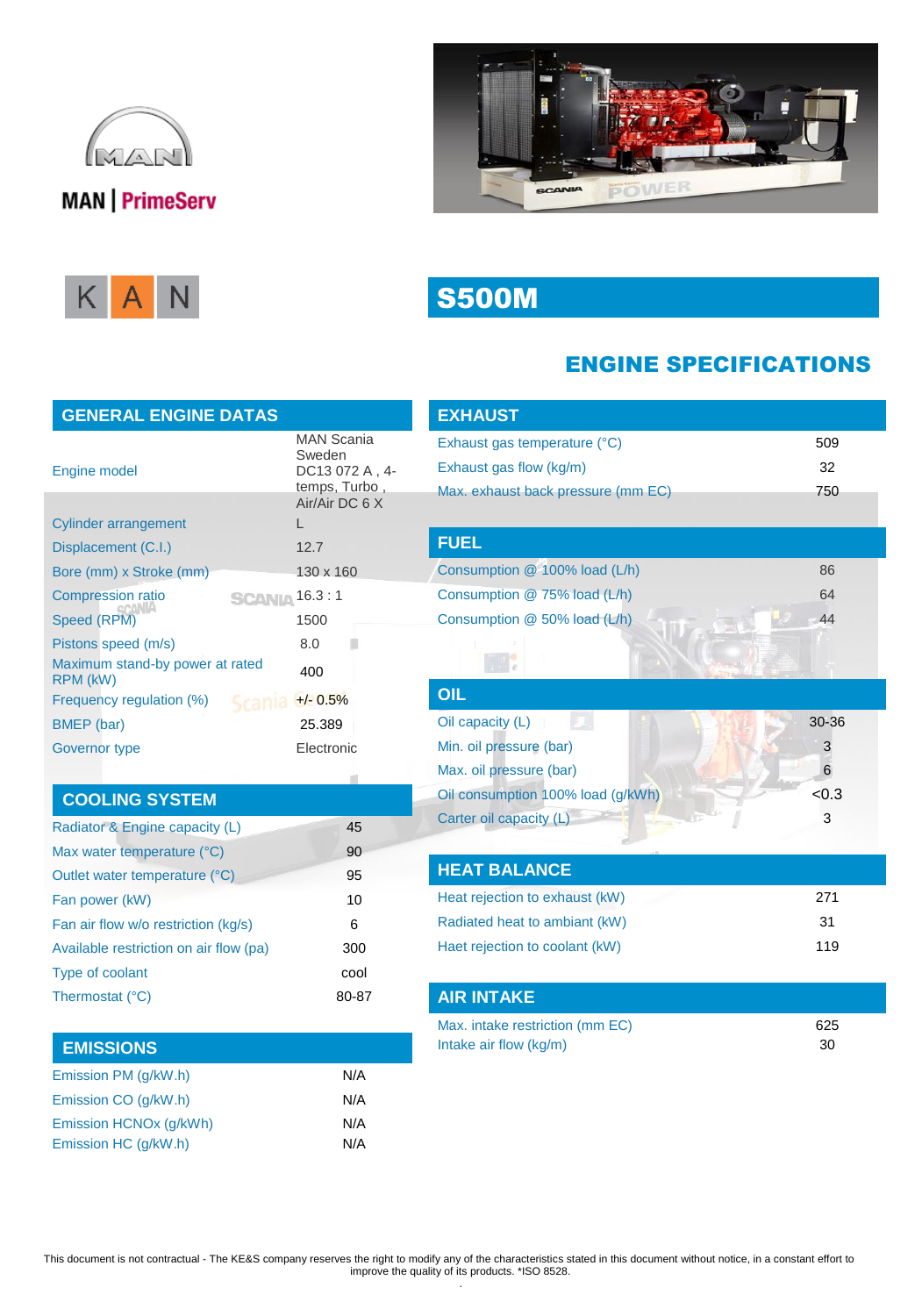MAN | PrimeServ

K A N

# S500M

## ENGINE SPECIFICATIONS

### GENERAL ENGINE DATAS

| | |
|---|---|
| Engine model | MAN Scania Sweden DC13 072 A , 4-temps, Turbo , Air/Air DC 6 X |
| Cylinder arrangement | L |
| Displacement (C.I.) | 12.7 |
| Bore (mm) x Stroke (mm) | 130 x 160 |
| Compression ratio | 16.3 : 1 |
| Speed (RPM) | 1500 |
| Pistons speed (m/s) | 8.0 |
| Maximum stand-by power at rated RPM (kW) | 400 |
| Frequency regulation (%) | +/- 0.5% |
| BMEP (bar) | 25.389 |
| Governor type | Electronic |

### COOLING SYSTEM

| | |
|---|---|
| Radiator & Engine capacity (L) | 45 |
| Max water temperature (°C) | 90 |
| Outlet water temperature (°C) | 95 |
| Fan power (kW) | 10 |
| Fan air flow w/o restriction (kg/s) | 6 |
| Available restriction on air flow (pa) | 300 |
| Type of coolant | cool |
| Thermostat (°C) | 80-87 |

### EMISSIONS

| | |
|---|---|
| Emission PM (g/kW.h) | N/A |
| Emission CO (g/kW.h) | N/A |
| Emission HCNOx (g/kWh) | N/A |
| Emission HC (g/kW.h) | N/A |

### EXHAUST

| | |
|---|---|
| Exhaust gas temperature (°C) | 509 |
| Exhaust gas flow (kg/m) | 32 |
| Max. exhaust back pressure (mm EC) | 750 |

### FUEL

| | |
|---|---|
| Consumption @ 100% load (L/h) | 86 |
| Consumption @ 75% load (L/h) | 64 |
| Consumption @ 50% load (L/h) | 44 |

### OIL

| | |
|---|---|
| Oil capacity (L) | 30-36 |
| Min. oil pressure (bar) | 3 |
| Max. oil pressure (bar) | 6 |
| Oil consumption 100% load (g/kWh) | <0.3 |
| Carter oil capacity (L) | 3 |

### HEAT BALANCE

| | |
|---|---|
| Heat rejection to exhaust (kW) | 271 |
| Radiated heat to ambiant (kW) | 31 |
| Haet rejection to coolant (kW) | 119 |

### AIR INTAKE

| | |
|---|---|
| Max. intake restriction (mm EC) | 625 |
| Intake air flow (kg/m) | 30 |

This document is not contractual - The KE&S company reserves the right to modify any of the characteristics stated in this document without notice, in a constant effort to improve the quality of its products. *ISO 8528.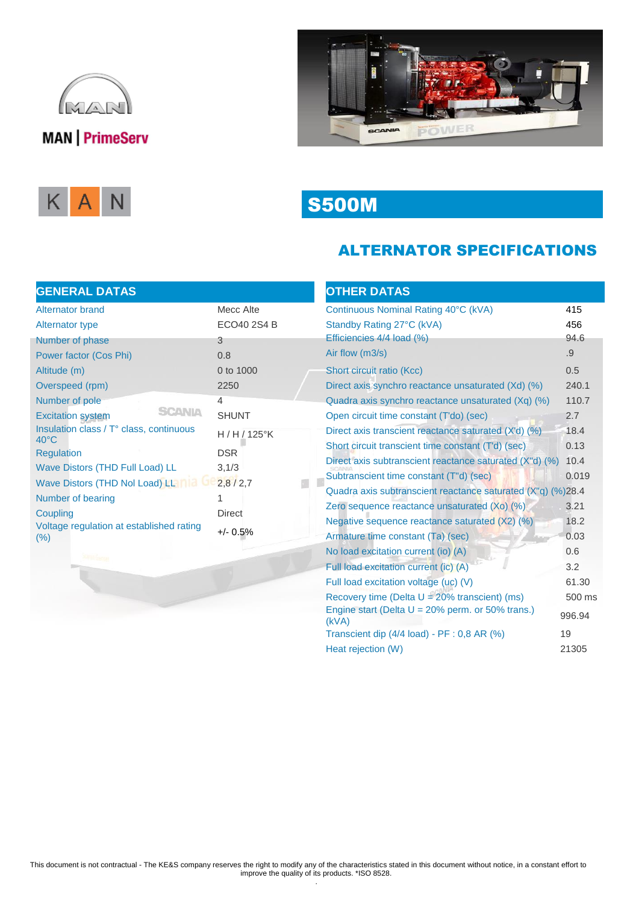MAN | PrimeServ

K A N

# S500M

## ALTERNATOR SPECIFICATIONS

| GENERAL DATAS | |
|---|---|
| Alternator brand | Mecc Alte |
| Alternator type | ECO40 2S4 B |
| Number of phase | 3 |
| Power factor (Cos Phi) | 0.8 |
| Altitude (m) | 0 to 1000 |
| Overspeed (rpm) | 2250 |
| Number of pole | 4 |
| Excitation system | SHUNT |
| Insulation class / T° class, continuous 40°C | H / H / 125°K |
| Regulation | DSR |
| Wave Distors (THD Full Load) LL | 3,1/3 |
| Wave Distors (THD Nol Load) LL | 2,8 / 2,7 |
| Number of bearing | 1 |
| Coupling | Direct |
| Voltage regulation at established rating (%) | +/- 0.5% |

| OTHER DATAS | |
|---|---|
| Continuous Nominal Rating 40°C (kVA) | 415 |
| Standby Rating 27°C (kVA) | 456 |
| Efficiencies 4/4 load (%) | 94.6 |
| Air flow (m3/s) | .9 |
| Short circuit ratio (Kcc) | 0.5 |
| Direct axis synchro reactance unsaturated (Xd) (%) | 240.1 |
| Quadra axis synchro reactance unsaturated (Xq) (%) | 110.7 |
| Open circuit time constant (T'do) (sec) | 2.7 |
| Direct axis transcient reactance saturated (X'd) (%) | 18.4 |
| Short circuit transcient time constant (T'd) (sec) | 0.13 |
| Direct axis subtranscient reactance saturated (X"d) (%) | 10.4 |
| Subtranscient time constant (T"d) (sec) | 0.019 |
| Quadra axis subtranscient reactance saturated (X"q) (%) | 28.4 |
| Zero sequence reactance unsaturated (Xo) (%) | 3.21 |
| Negative sequence reactance saturated (X2) (%) | 18.2 |
| Armature time constant (Ta) (sec) | 0.03 |
| No load excitation current (io) (A) | 0.6 |
| Full load excitation current (ic) (A) | 3.2 |
| Full load excitation voltage (uc) (V) | 61.30 |
| Recovery time (Delta U = 20% transcient) (ms) | 500 ms |
| Engine start (Delta U = 20% perm. or 50% trans.) (kVA) | 996.94 |
| Transcient dip (4/4 load) - PF : 0,8 AR (%) | 19 |
| Heat rejection (W) | 21305 |

This document is not contractual - The KE&S company reserves the right to modify any of the characteristics stated in this document without notice, in a constant effort to improve the quality of its products. *ISO 8528.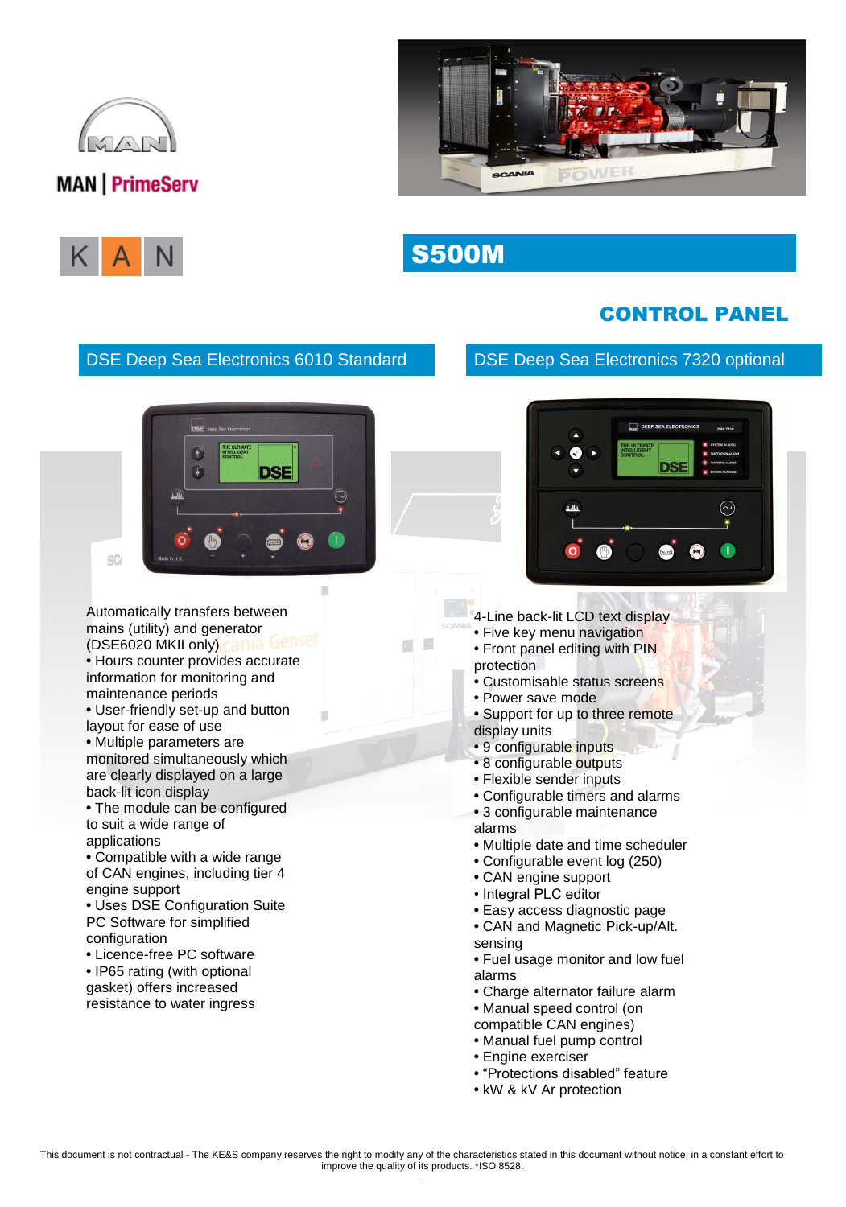MAN | PrimeServ

K A N

# S500M

## CONTROL PANEL

### DSE Deep Sea Electronics 6010 Standard

Automatically transfers between mains (utility) and generator (DSE6020 MKII only)
- Hours counter provides accurate information for monitoring and maintenance periods
- User-friendly set-up and button layout for ease of use
- Multiple parameters are monitored simultaneously which are clearly displayed on a large back-lit icon display
- The module can be configured to suit a wide range of applications
- Compatible with a wide range of CAN engines, including tier 4 engine support
- Uses DSE Configuration Suite PC Software for simplified configuration
- Licence-free PC software
- IP65 rating (with optional gasket) offers increased resistance to water ingress

### DSE Deep Sea Electronics 7320 optional

4-Line back-lit LCD text display
- Five key menu navigation
- Front panel editing with PIN protection
- Customisable status screens
- Power save mode
- Support for up to three remote display units
- 9 configurable inputs
- 8 configurable outputs
- Flexible sender inputs
- Configurable timers and alarms
- 3 configurable maintenance alarms
- Multiple date and time scheduler
- Configurable event log (250)
- CAN engine support
- Integral PLC editor
- Easy access diagnostic page
- CAN and Magnetic Pick-up/Alt. sensing
- Fuel usage monitor and low fuel alarms
- Charge alternator failure alarm
- Manual speed control (on compatible CAN engines)
- Manual fuel pump control
- Engine exerciser
- “Protections disabled” feature
- kW & kV Ar protection

This document is not contractual - The KE&S company reserves the right to modify any of the characteristics stated in this document without notice, in a constant effort to improve the quality of its products. *ISO 8528.